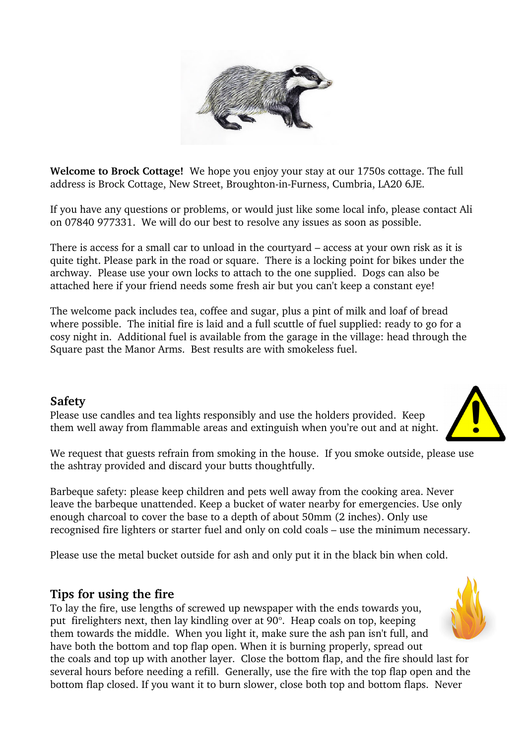**Welcome to Brock Cottage!** We hope you enjoy your stay at our 1750s cottage. The full address is Brock Cottage, New Street, Broughton-in-Furness, Cumbria, LA20 6JE.

If you have any questions or problems, or would just like some local info, please contact Ali on 07840 977331. We will do our best to resolve any issues as soon as possible.

There is access for a small car to unload in the courtyard – access at your own risk as it is quite tight. Please park in the road or square. There is a locking point for bikes under the archway. Please use your own locks to attach to the one supplied. Dogs can also be attached here if your friend needs some fresh air but you can't keep a constant eye!

The welcome pack includes tea, coffee and sugar, plus a pint of milk and loaf of bread where possible. The initial fire is laid and a full scuttle of fuel supplied: ready to go for a cosy night in. Additional fuel is available from the garage in the village: head through the Square past the Manor Arms. Best results are with smokeless fuel.

## Safety

Please use candles and tea lights responsibly and use the holders provided. Keep them well away from flammable areas and extinguish when you're out and at night.

We request that guests refrain from smoking in the house. If you smoke outside, please use the ashtray provided and discard your butts thoughtfully.

Barbeque safety: please keep children and pets well away from the cooking area. Never leave the barbeque unattended. Keep a bucket of water nearby for emergencies. Use only enough charcoal to cover the base to a depth of about 50mm (2 inches). Only use recognised fire lighters or starter fuel and only on cold coals – use the minimum necessary.

Please use the metal bucket outside for ash and only put it in the black bin when cold.

## Tips for using the fire

To lay the fire, use lengths of screwed up newspaper with the ends towards you, put firelighters next, then lay kindling over at 90°. Heap coals on top, keeping them towards the middle. When you light it, make sure the ash pan isn't full, and have both the bottom and top flap open. When it is burning properly, spread out the coals and top up with another layer. Close the bottom flap, and the fire should last for several hours before needing a refill. Generally, use the fire with the top flap open and the bottom flap closed. If you want it to burn slower, close both top and bottom flaps. Never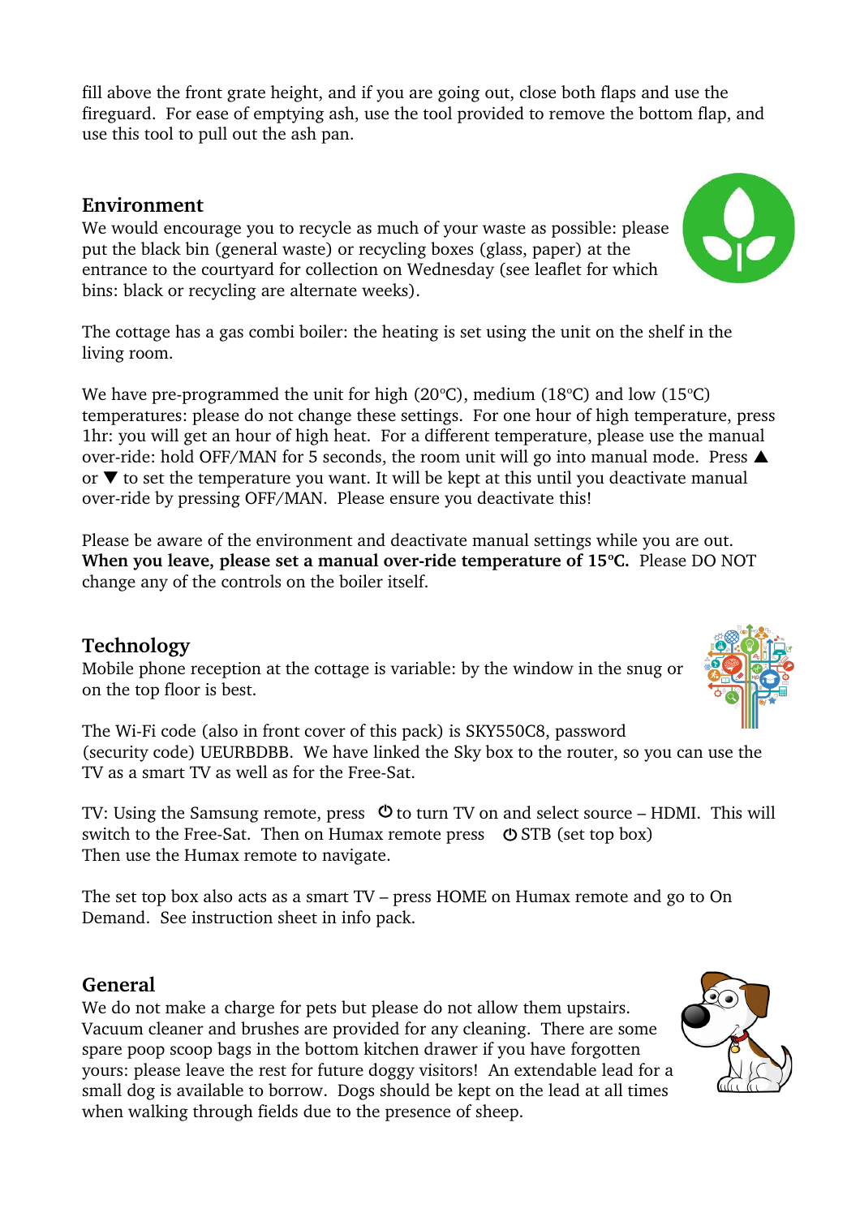fill above the front grate height, and if you are going out, close both flaps and use the fireguard. For ease of emptying ash, use the tool provided to remove the bottom flap, and use this tool to pull out the ash pan.

## Environment

We would encourage you to recycle as much of your waste as possible: please put the black bin (general waste) or recycling boxes (glass, paper) at the entrance to the courtyard for collection on Wednesday (see leaflet for which bins: black or recycling are alternate weeks).

The cottage has a gas combi boiler: the heating is set using the unit on the shelf in the living room.

We have pre-programmed the unit for high (20°C), medium (18°C) and low (15°C) temperatures: please do not change these settings. For one hour of high temperature, press 1hr: you will get an hour of high heat. For a different temperature, please use the manual over-ride: hold OFF/MAN for 5 seconds, the room unit will go into manual mode. Press ▲ or ▼ to set the temperature you want. It will be kept at this until you deactivate manual over-ride by pressing OFF/MAN. Please ensure you deactivate this!

Please be aware of the environment and deactivate manual settings while you are out. **When you leave, please set a manual over-ride temperature of 15°C.** Please DO NOT change any of the controls on the boiler itself.

## Technology

Mobile phone reception at the cottage is variable: by the window in the snug or on the top floor is best.

The Wi-Fi code (also in front cover of this pack) is SKY550C8, password (security code) UEURBDBB. We have linked the Sky box to the router, so you can use the TV as a smart TV as well as for the Free-Sat.

TV: Using the Samsung remote, press ⏻ to turn TV on and select source – HDMI. This will switch to the Free-Sat. Then on Humax remote press ⏻ STB (set top box) Then use the Humax remote to navigate.

The set top box also acts as a smart TV – press HOME on Humax remote and go to On Demand. See instruction sheet in info pack.

## General

We do not make a charge for pets but please do not allow them upstairs. Vacuum cleaner and brushes are provided for any cleaning. There are some spare poop scoop bags in the bottom kitchen drawer if you have forgotten yours: please leave the rest for future doggy visitors! An extendable lead for a small dog is available to borrow. Dogs should be kept on the lead at all times when walking through fields due to the presence of sheep.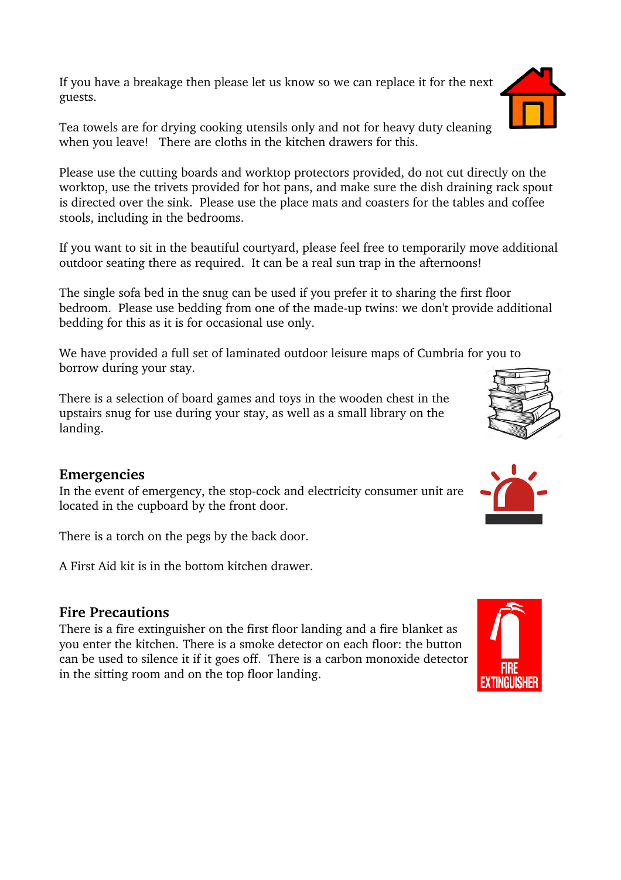If you have a breakage then please let us know so we can replace it for the next guests.

Tea towels are for drying cooking utensils only and not for heavy duty cleaning when you leave!   There are cloths in the kitchen drawers for this.

Please use the cutting boards and worktop protectors provided, do not cut directly on the worktop, use the trivets provided for hot pans, and make sure the dish draining rack spout is directed over the sink.  Please use the place mats and coasters for the tables and coffee stools, including in the bedrooms.

If you want to sit in the beautiful courtyard, please feel free to temporarily move additional outdoor seating there as required.  It can be a real sun trap in the afternoons!

The single sofa bed in the snug can be used if you prefer it to sharing the first floor bedroom.  Please use bedding from one of the made-up twins: we don't provide additional bedding for this as it is for occasional use only.

We have provided a full set of laminated outdoor leisure maps of Cumbria for you to borrow during your stay.

There is a selection of board games and toys in the wooden chest in the upstairs snug for use during your stay, as well as a small library on the landing.

## Emergencies

In the event of emergency, the stop-cock and electricity consumer unit are located in the cupboard by the front door.

There is a torch on the pegs by the back door.

A First Aid kit is in the bottom kitchen drawer.

## Fire Precautions

There is a fire extinguisher on the first floor landing and a fire blanket as you enter the kitchen. There is a smoke detector on each floor: the button can be used to silence it if it goes off.  There is a carbon monoxide detector in the sitting room and on the top floor landing.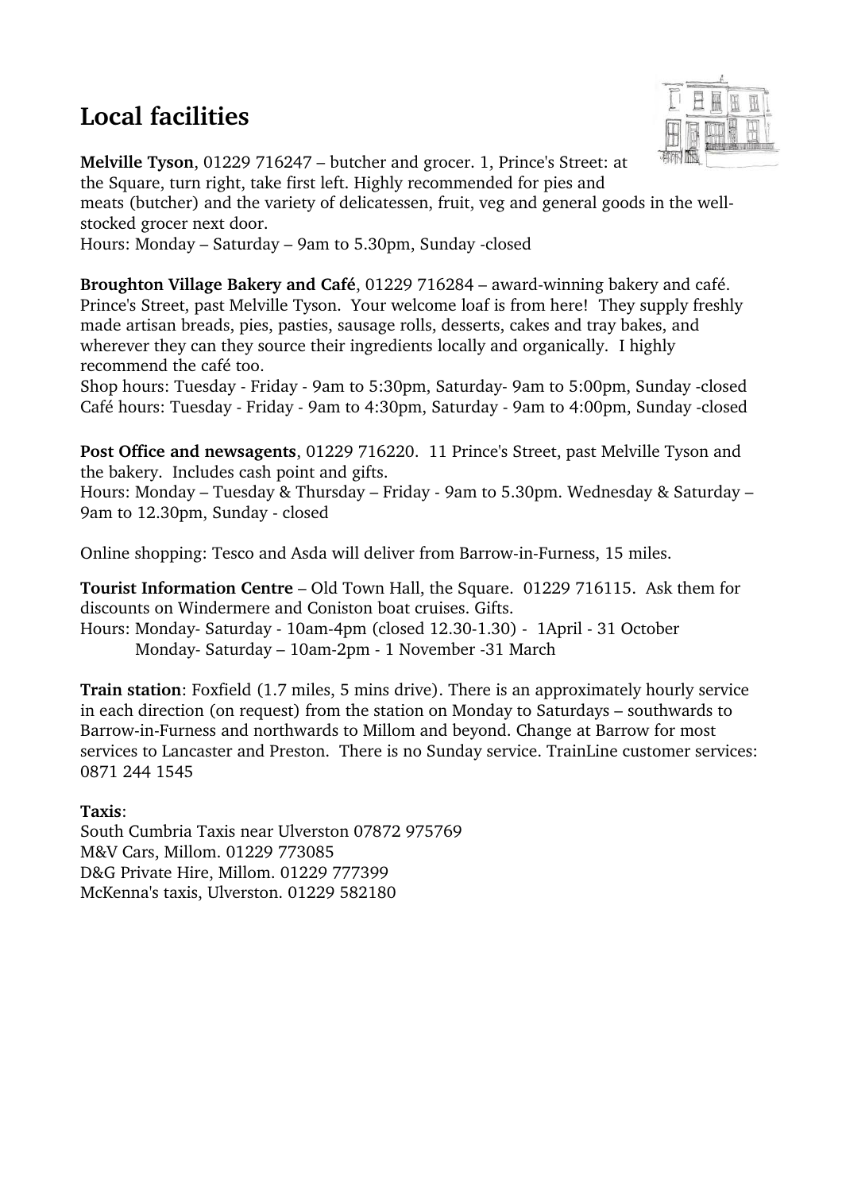# Local facilities

**Melville Tyson**, 01229 716247 – butcher and grocer. 1, Prince's Street: at the Square, turn right, take first left. Highly recommended for pies and meats (butcher) and the variety of delicatessen, fruit, veg and general goods in the well-stocked grocer next door.
Hours: Monday – Saturday – 9am to 5.30pm, Sunday -closed

**Broughton Village Bakery and Café**, 01229 716284 – award-winning bakery and café. Prince's Street, past Melville Tyson. Your welcome loaf is from here! They supply freshly made artisan breads, pies, pasties, sausage rolls, desserts, cakes and tray bakes, and wherever they can they source their ingredients locally and organically. I highly recommend the café too.
Shop hours: Tuesday - Friday - 9am to 5:30pm, Saturday- 9am to 5:00pm, Sunday -closed
Café hours: Tuesday - Friday - 9am to 4:30pm, Saturday - 9am to 4:00pm, Sunday -closed

**Post Office and newsagents**, 01229 716220. 11 Prince's Street, past Melville Tyson and the bakery. Includes cash point and gifts.
Hours: Monday – Tuesday & Thursday – Friday - 9am to 5.30pm. Wednesday & Saturday – 9am to 12.30pm, Sunday - closed

Online shopping: Tesco and Asda will deliver from Barrow-in-Furness, 15 miles.

**Tourist Information Centre** – Old Town Hall, the Square. 01229 716115. Ask them for discounts on Windermere and Coniston boat cruises. Gifts.
Hours: Monday- Saturday - 10am-4pm (closed 12.30-1.30) - 1April - 31 October
Monday- Saturday – 10am-2pm - 1 November -31 March

**Train station**: Foxfield (1.7 miles, 5 mins drive). There is an approximately hourly service in each direction (on request) from the station on Monday to Saturdays – southwards to Barrow-in-Furness and northwards to Millom and beyond. Change at Barrow for most services to Lancaster and Preston. There is no Sunday service. TrainLine customer services: 0871 244 1545

**Taxis**:
South Cumbria Taxis near Ulverston 07872 975769
M&V Cars, Millom. 01229 773085
D&G Private Hire, Millom. 01229 777399
McKenna's taxis, Ulverston. 01229 582180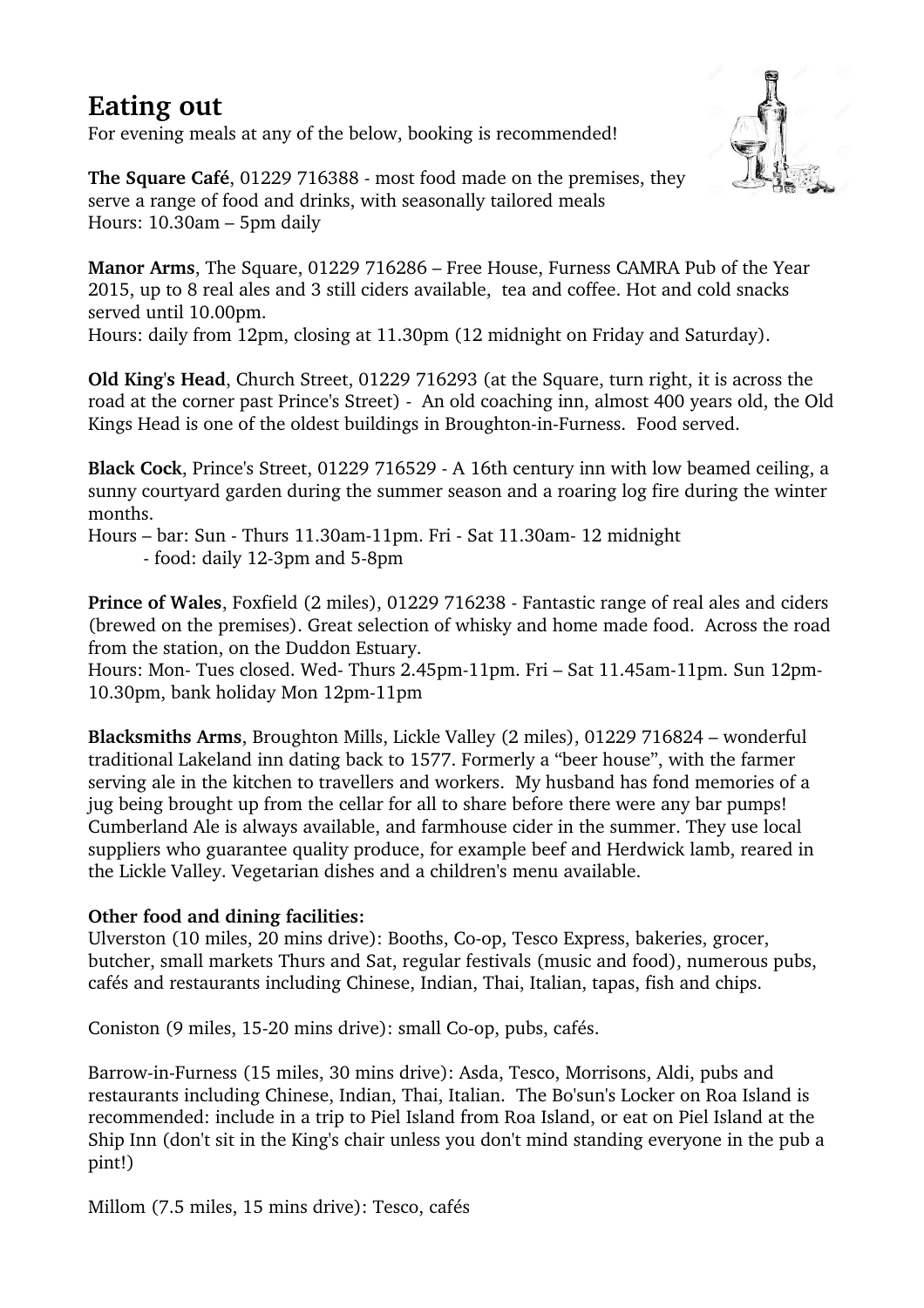# Eating out

For evening meals at any of the below, booking is recommended!

**The Square Café**, 01229 716388 - most food made on the premises, they serve a range of food and drinks, with seasonally tailored meals
Hours: 10.30am – 5pm daily

**Manor Arms**, The Square, 01229 716286 – Free House, Furness CAMRA Pub of the Year 2015, up to 8 real ales and 3 still ciders available, tea and coffee. Hot and cold snacks served until 10.00pm.
Hours: daily from 12pm, closing at 11.30pm (12 midnight on Friday and Saturday).

**Old King's Head**, Church Street, 01229 716293 (at the Square, turn right, it is across the road at the corner past Prince's Street) - An old coaching inn, almost 400 years old, the Old Kings Head is one of the oldest buildings in Broughton-in-Furness. Food served.

**Black Cock**, Prince's Street, 01229 716529 - A 16th century inn with low beamed ceiling, a sunny courtyard garden during the summer season and a roaring log fire during the winter months.
Hours – bar: Sun - Thurs 11.30am-11pm. Fri - Sat 11.30am- 12 midnight
- food: daily 12-3pm and 5-8pm

**Prince of Wales**, Foxfield (2 miles), 01229 716238 - Fantastic range of real ales and ciders (brewed on the premises). Great selection of whisky and home made food. Across the road from the station, on the Duddon Estuary.
Hours: Mon- Tues closed. Wed- Thurs 2.45pm-11pm. Fri – Sat 11.45am-11pm. Sun 12pm-10.30pm, bank holiday Mon 12pm-11pm

**Blacksmiths Arms**, Broughton Mills, Lickle Valley (2 miles), 01229 716824 – wonderful traditional Lakeland inn dating back to 1577. Formerly a "beer house", with the farmer serving ale in the kitchen to travellers and workers. My husband has fond memories of a jug being brought up from the cellar for all to share before there were any bar pumps! Cumberland Ale is always available, and farmhouse cider in the summer. They use local suppliers who guarantee quality produce, for example beef and Herdwick lamb, reared in the Lickle Valley. Vegetarian dishes and a children's menu available.

**Other food and dining facilities:**

Ulverston (10 miles, 20 mins drive): Booths, Co-op, Tesco Express, bakeries, grocer, butcher, small markets Thurs and Sat, regular festivals (music and food), numerous pubs, cafés and restaurants including Chinese, Indian, Thai, Italian, tapas, fish and chips.

Coniston (9 miles, 15-20 mins drive): small Co-op, pubs, cafés.

Barrow-in-Furness (15 miles, 30 mins drive): Asda, Tesco, Morrisons, Aldi, pubs and restaurants including Chinese, Indian, Thai, Italian. The Bo'sun's Locker on Roa Island is recommended: include in a trip to Piel Island from Roa Island, or eat on Piel Island at the Ship Inn (don't sit in the King's chair unless you don't mind standing everyone in the pub a pint!)

Millom (7.5 miles, 15 mins drive): Tesco, cafés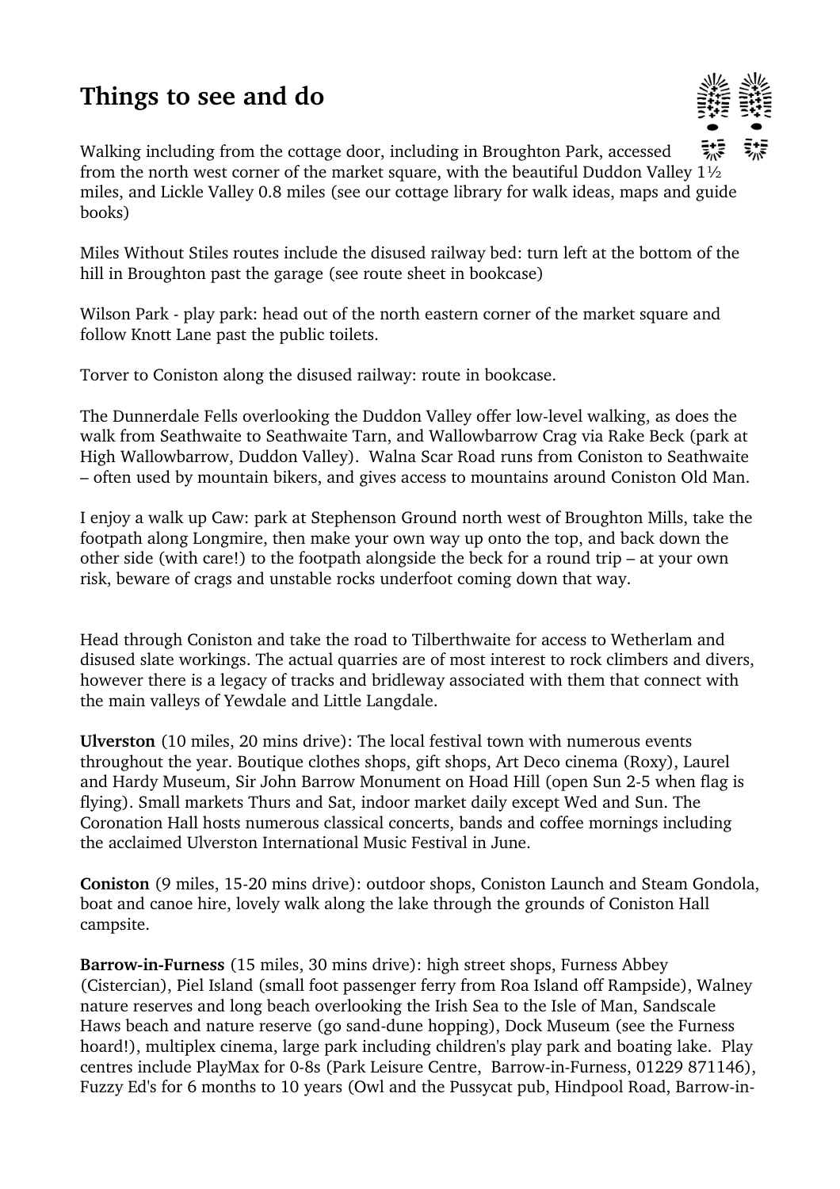# Things to see and do

Walking including from the cottage door, including in Broughton Park, accessed from the north west corner of the market square, with the beautiful Duddon Valley 1½ miles, and Lickle Valley 0.8 miles (see our cottage library for walk ideas, maps and guide books)

Miles Without Stiles routes include the disused railway bed: turn left at the bottom of the hill in Broughton past the garage (see route sheet in bookcase)

Wilson Park - play park: head out of the north eastern corner of the market square and follow Knott Lane past the public toilets.

Torver to Coniston along the disused railway: route in bookcase.

The Dunnerdale Fells overlooking the Duddon Valley offer low-level walking, as does the walk from Seathwaite to Seathwaite Tarn, and Wallowbarrow Crag via Rake Beck (park at High Wallowbarrow, Duddon Valley). Walna Scar Road runs from Coniston to Seathwaite – often used by mountain bikers, and gives access to mountains around Coniston Old Man.

I enjoy a walk up Caw: park at Stephenson Ground north west of Broughton Mills, take the footpath along Longmire, then make your own way up onto the top, and back down the other side (with care!) to the footpath alongside the beck for a round trip – at your own risk, beware of crags and unstable rocks underfoot coming down that way.

Head through Coniston and take the road to Tilberthwaite for access to Wetherlam and disused slate workings. The actual quarries are of most interest to rock climbers and divers, however there is a legacy of tracks and bridleway associated with them that connect with the main valleys of Yewdale and Little Langdale.

**Ulverston** (10 miles, 20 mins drive): The local festival town with numerous events throughout the year. Boutique clothes shops, gift shops, Art Deco cinema (Roxy), Laurel and Hardy Museum, Sir John Barrow Monument on Hoad Hill (open Sun 2-5 when flag is flying). Small markets Thurs and Sat, indoor market daily except Wed and Sun. The Coronation Hall hosts numerous classical concerts, bands and coffee mornings including the acclaimed Ulverston International Music Festival in June.

**Coniston** (9 miles, 15-20 mins drive): outdoor shops, Coniston Launch and Steam Gondola, boat and canoe hire, lovely walk along the lake through the grounds of Coniston Hall campsite.

**Barrow-in-Furness** (15 miles, 30 mins drive): high street shops, Furness Abbey (Cistercian), Piel Island (small foot passenger ferry from Roa Island off Rampside), Walney nature reserves and long beach overlooking the Irish Sea to the Isle of Man, Sandscale Haws beach and nature reserve (go sand-dune hopping), Dock Museum (see the Furness hoard!), multiplex cinema, large park including children's play park and boating lake. Play centres include PlayMax for 0-8s (Park Leisure Centre, Barrow-in-Furness, 01229 871146), Fuzzy Ed's for 6 months to 10 years (Owl and the Pussycat pub, Hindpool Road, Barrow-in-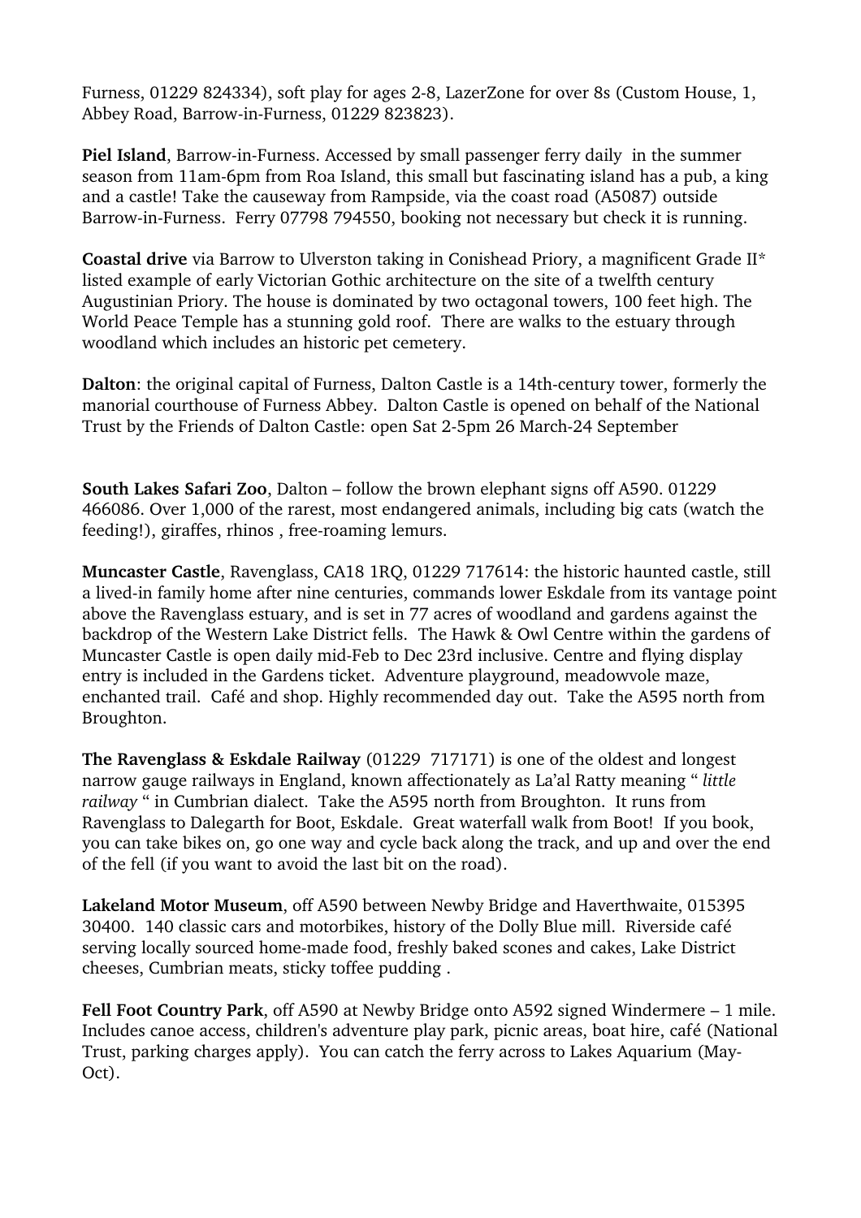Furness, 01229 824334), soft play for ages 2-8, LazerZone for over 8s (Custom House, 1, Abbey Road, Barrow-in-Furness, 01229 823823).

**Piel Island**, Barrow-in-Furness. Accessed by small passenger ferry daily in the summer season from 11am-6pm from Roa Island, this small but fascinating island has a pub, a king and a castle! Take the causeway from Rampside, via the coast road (A5087) outside Barrow-in-Furness. Ferry 07798 794550, booking not necessary but check it is running.

**Coastal drive** via Barrow to Ulverston taking in Conishead Priory, a magnificent Grade II* listed example of early Victorian Gothic architecture on the site of a twelfth century Augustinian Priory. The house is dominated by two octagonal towers, 100 feet high. The World Peace Temple has a stunning gold roof. There are walks to the estuary through woodland which includes an historic pet cemetery.

**Dalton**: the original capital of Furness, Dalton Castle is a 14th-century tower, formerly the manorial courthouse of Furness Abbey. Dalton Castle is opened on behalf of the National Trust by the Friends of Dalton Castle: open Sat 2-5pm 26 March-24 September

**South Lakes Safari Zoo**, Dalton – follow the brown elephant signs off A590. 01229 466086. Over 1,000 of the rarest, most endangered animals, including big cats (watch the feeding!), giraffes, rhinos , free-roaming lemurs.

**Muncaster Castle**, Ravenglass, CA18 1RQ, 01229 717614: the historic haunted castle, still a lived-in family home after nine centuries, commands lower Eskdale from its vantage point above the Ravenglass estuary, and is set in 77 acres of woodland and gardens against the backdrop of the Western Lake District fells. The Hawk & Owl Centre within the gardens of Muncaster Castle is open daily mid-Feb to Dec 23rd inclusive. Centre and flying display entry is included in the Gardens ticket. Adventure playground, meadowvole maze, enchanted trail. Café and shop. Highly recommended day out. Take the A595 north from Broughton.

**The Ravenglass & Eskdale Railway** (01229 717171) is one of the oldest and longest narrow gauge railways in England, known affectionately as La'al Ratty meaning " *little railway* " in Cumbrian dialect. Take the A595 north from Broughton. It runs from Ravenglass to Dalegarth for Boot, Eskdale. Great waterfall walk from Boot! If you book, you can take bikes on, go one way and cycle back along the track, and up and over the end of the fell (if you want to avoid the last bit on the road).

**Lakeland Motor Museum**, off A590 between Newby Bridge and Haverthwaite, 015395 30400. 140 classic cars and motorbikes, history of the Dolly Blue mill. Riverside café serving locally sourced home-made food, freshly baked scones and cakes, Lake District cheeses, Cumbrian meats, sticky toffee pudding .

**Fell Foot Country Park**, off A590 at Newby Bridge onto A592 signed Windermere – 1 mile. Includes canoe access, children's adventure play park, picnic areas, boat hire, café (National Trust, parking charges apply). You can catch the ferry across to Lakes Aquarium (May-Oct).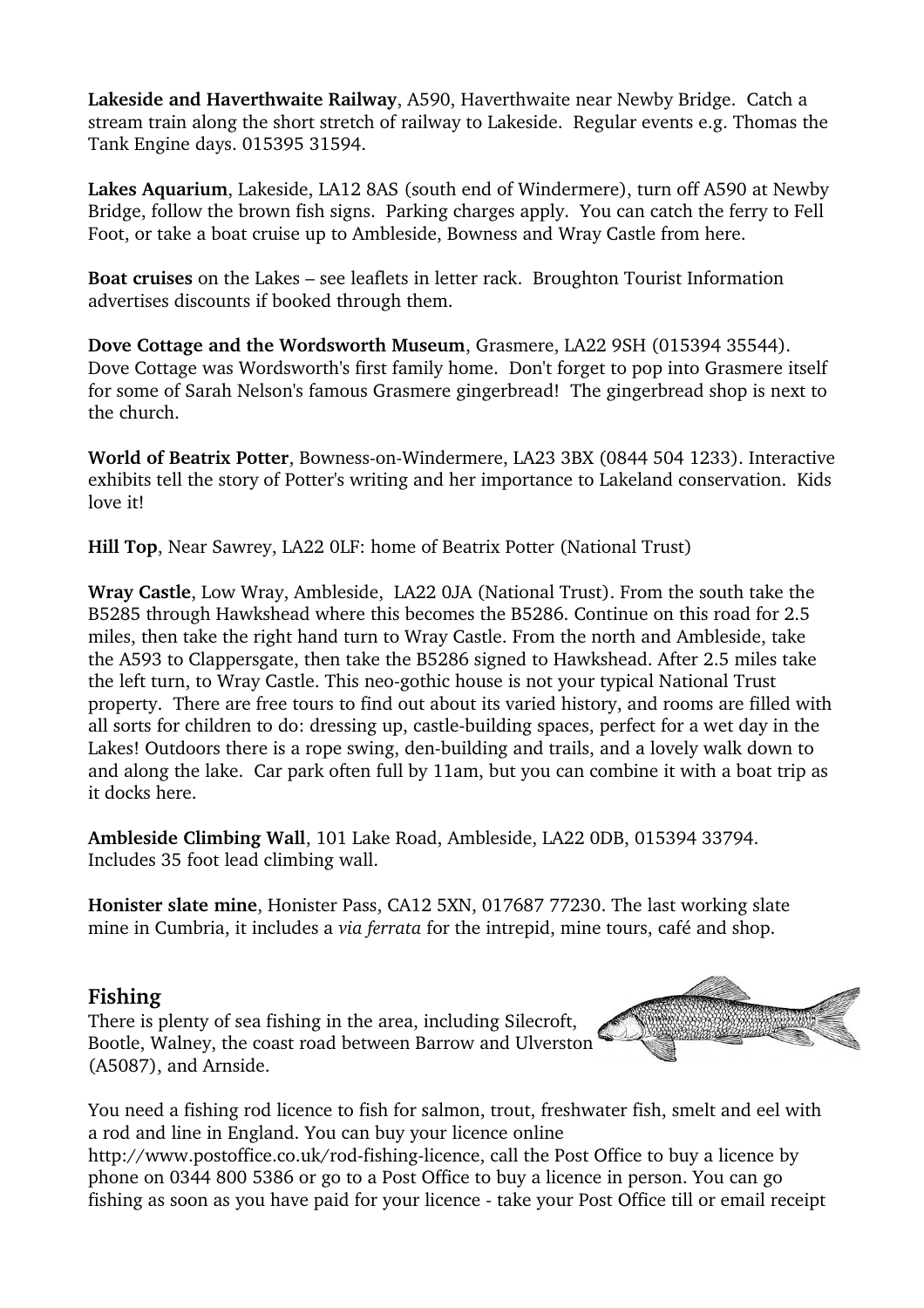**Lakeside and Haverthwaite Railway**, A590, Haverthwaite near Newby Bridge. Catch a stream train along the short stretch of railway to Lakeside. Regular events e.g. Thomas the Tank Engine days. 015395 31594.

**Lakes Aquarium**, Lakeside, LA12 8AS (south end of Windermere), turn off A590 at Newby Bridge, follow the brown fish signs. Parking charges apply. You can catch the ferry to Fell Foot, or take a boat cruise up to Ambleside, Bowness and Wray Castle from here.

**Boat cruises** on the Lakes – see leaflets in letter rack. Broughton Tourist Information advertises discounts if booked through them.

**Dove Cottage and the Wordsworth Museum**, Grasmere, LA22 9SH (015394 35544). Dove Cottage was Wordsworth's first family home. Don't forget to pop into Grasmere itself for some of Sarah Nelson's famous Grasmere gingerbread! The gingerbread shop is next to the church.

**World of Beatrix Potter**, Bowness-on-Windermere, LA23 3BX (0844 504 1233). Interactive exhibits tell the story of Potter's writing and her importance to Lakeland conservation. Kids love it!

**Hill Top**, Near Sawrey, LA22 0LF: home of Beatrix Potter (National Trust)

**Wray Castle**, Low Wray, Ambleside, LA22 0JA (National Trust). From the south take the B5285 through Hawkshead where this becomes the B5286. Continue on this road for 2.5 miles, then take the right hand turn to Wray Castle. From the north and Ambleside, take the A593 to Clappersgate, then take the B5286 signed to Hawkshead. After 2.5 miles take the left turn, to Wray Castle. This neo-gothic house is not your typical National Trust property. There are free tours to find out about its varied history, and rooms are filled with all sorts for children to do: dressing up, castle-building spaces, perfect for a wet day in the Lakes! Outdoors there is a rope swing, den-building and trails, and a lovely walk down to and along the lake. Car park often full by 11am, but you can combine it with a boat trip as it docks here.

**Ambleside Climbing Wall**, 101 Lake Road, Ambleside, LA22 0DB, 015394 33794. Includes 35 foot lead climbing wall.

**Honister slate mine**, Honister Pass, CA12 5XN, 017687 77230. The last working slate mine in Cumbria, it includes a *via ferrata* for the intrepid, mine tours, café and shop.

## Fishing

There is plenty of sea fishing in the area, including Silecroft, Bootle, Walney, the coast road between Barrow and Ulverston (A5087), and Arnside.

You need a fishing rod licence to fish for salmon, trout, freshwater fish, smelt and eel with a rod and line in England. You can buy your licence online http://www.postoffice.co.uk/rod-fishing-licence, call the Post Office to buy a licence by phone on 0344 800 5386 or go to a Post Office to buy a licence in person. You can go fishing as soon as you have paid for your licence - take your Post Office till or email receipt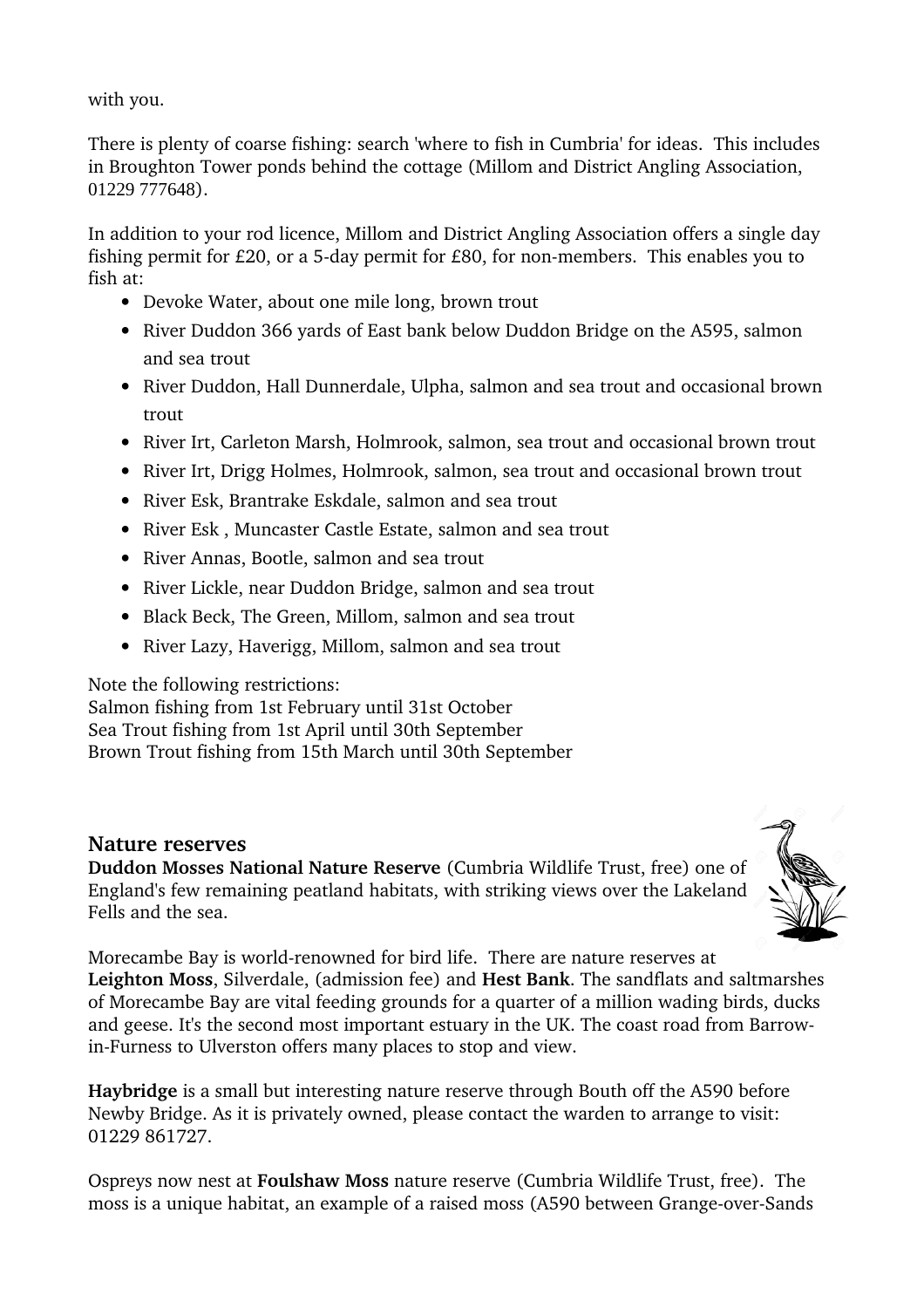with you.

There is plenty of coarse fishing: search 'where to fish in Cumbria' for ideas. This includes in Broughton Tower ponds behind the cottage (Millom and District Angling Association, 01229 777648).

In addition to your rod licence, Millom and District Angling Association offers a single day fishing permit for £20, or a 5-day permit for £80, for non-members. This enables you to fish at:

- Devoke Water, about one mile long, brown trout
- River Duddon 366 yards of East bank below Duddon Bridge on the A595, salmon and sea trout
- River Duddon, Hall Dunnerdale, Ulpha, salmon and sea trout and occasional brown trout
- River Irt, Carleton Marsh, Holmrook, salmon, sea trout and occasional brown trout
- River Irt, Drigg Holmes, Holmrook, salmon, sea trout and occasional brown trout
- River Esk, Brantrake Eskdale, salmon and sea trout
- River Esk , Muncaster Castle Estate, salmon and sea trout
- River Annas, Bootle, salmon and sea trout
- River Lickle, near Duddon Bridge, salmon and sea trout
- Black Beck, The Green, Millom, salmon and sea trout
- River Lazy, Haverigg, Millom, salmon and sea trout

Note the following restrictions:
Salmon fishing from 1st February until 31st October
Sea Trout fishing from 1st April until 30th September
Brown Trout fishing from 15th March until 30th September

## Nature reserves

**Duddon Mosses National Nature Reserve** (Cumbria Wildlife Trust, free) one of England's few remaining peatland habitats, with striking views over the Lakeland Fells and the sea.

Morecambe Bay is world-renowned for bird life. There are nature reserves at **Leighton Moss**, Silverdale, (admission fee) and **Hest Bank**. The sandflats and saltmarshes of Morecambe Bay are vital feeding grounds for a quarter of a million wading birds, ducks and geese. It's the second most important estuary in the UK. The coast road from Barrow-in-Furness to Ulverston offers many places to stop and view.

**Haybridge** is a small but interesting nature reserve through Bouth off the A590 before Newby Bridge. As it is privately owned, please contact the warden to arrange to visit: 01229 861727.

Ospreys now nest at **Foulshaw Moss** nature reserve (Cumbria Wildlife Trust, free). The moss is a unique habitat, an example of a raised moss (A590 between Grange-over-Sands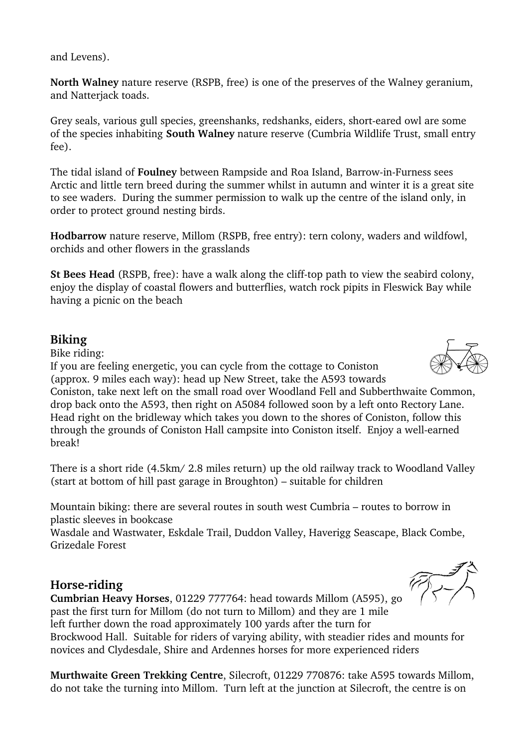and Levens).

**North Walney** nature reserve (RSPB, free) is one of the preserves of the Walney geranium, and Natterjack toads.

Grey seals, various gull species, greenshanks, redshanks, eiders, short-eared owl are some of the species inhabiting **South Walney** nature reserve (Cumbria Wildlife Trust, small entry fee).

The tidal island of **Foulney** between Rampside and Roa Island, Barrow-in-Furness sees Arctic and little tern breed during the summer whilst in autumn and winter it is a great site to see waders. During the summer permission to walk up the centre of the island only, in order to protect ground nesting birds.

**Hodbarrow** nature reserve, Millom (RSPB, free entry): tern colony, waders and wildfowl, orchids and other flowers in the grasslands

**St Bees Head** (RSPB, free): have a walk along the cliff-top path to view the seabird colony, enjoy the display of coastal flowers and butterflies, watch rock pipits in Fleswick Bay while having a picnic on the beach

## Biking

Bike riding:
If you are feeling energetic, you can cycle from the cottage to Coniston (approx. 9 miles each way): head up New Street, take the A593 towards Coniston, take next left on the small road over Woodland Fell and Subberthwaite Common, drop back onto the A593, then right on A5084 followed soon by a left onto Rectory Lane. Head right on the bridleway which takes you down to the shores of Coniston, follow this through the grounds of Coniston Hall campsite into Coniston itself. Enjoy a well-earned break!

There is a short ride (4.5km/ 2.8 miles return) up the old railway track to Woodland Valley (start at bottom of hill past garage in Broughton) – suitable for children

Mountain biking: there are several routes in south west Cumbria – routes to borrow in plastic sleeves in bookcase
Wasdale and Wastwater, Eskdale Trail, Duddon Valley, Haverigg Seascape, Black Combe, Grizedale Forest

## Horse-riding

**Cumbrian Heavy Horses**, 01229 777764: head towards Millom (A595), go past the first turn for Millom (do not turn to Millom) and they are 1 mile left further down the road approximately 100 yards after the turn for Brockwood Hall. Suitable for riders of varying ability, with steadier rides and mounts for novices and Clydesdale, Shire and Ardennes horses for more experienced riders

**Murthwaite Green Trekking Centre**, Silecroft, 01229 770876: take A595 towards Millom, do not take the turning into Millom. Turn left at the junction at Silecroft, the centre is on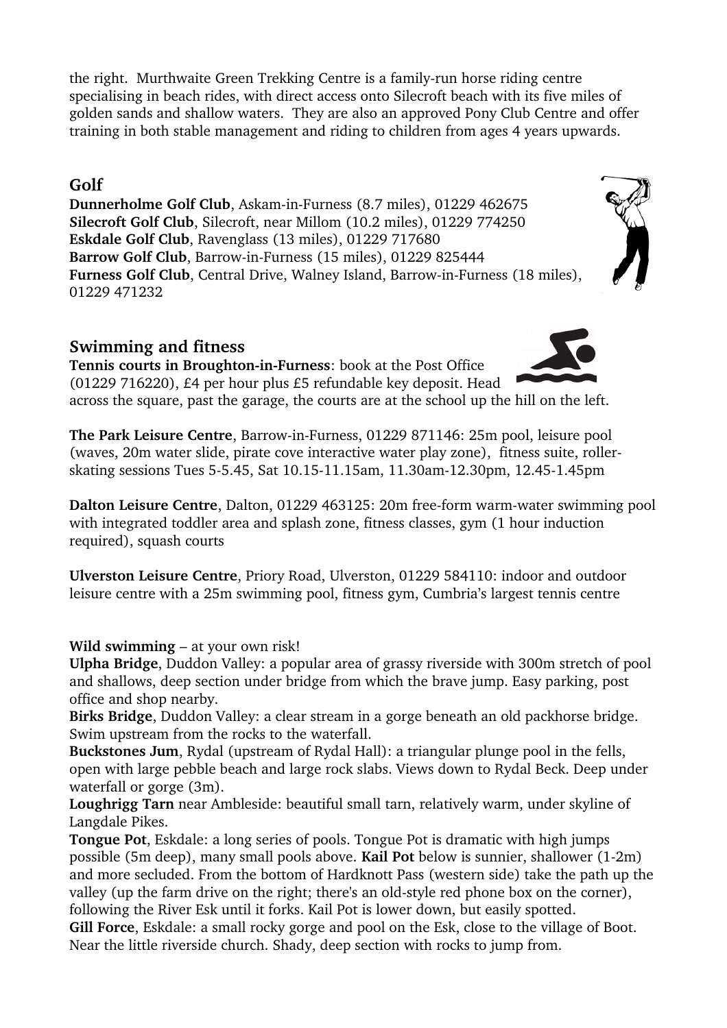the right. Murthwaite Green Trekking Centre is a family-run horse riding centre specialising in beach rides, with direct access onto Silecroft beach with its five miles of golden sands and shallow waters. They are also an approved Pony Club Centre and offer training in both stable management and riding to children from ages 4 years upwards.

## Golf

**Dunnerholme Golf Club**, Askam-in-Furness (8.7 miles), 01229 462675
**Silecroft Golf Club**, Silecroft, near Millom (10.2 miles), 01229 774250
**Eskdale Golf Club**, Ravenglass (13 miles), 01229 717680
**Barrow Golf Club**, Barrow-in-Furness (15 miles), 01229 825444
**Furness Golf Club**, Central Drive, Walney Island, Barrow-in-Furness (18 miles), 01229 471232

## Swimming and fitness

**Tennis courts in Broughton-in-Furness**: book at the Post Office (01229 716220), £4 per hour plus £5 refundable key deposit. Head across the square, past the garage, the courts are at the school up the hill on the left.

**The Park Leisure Centre**, Barrow-in-Furness, 01229 871146: 25m pool, leisure pool (waves, 20m water slide, pirate cove interactive water play zone), fitness suite, roller-skating sessions Tues 5-5.45, Sat 10.15-11.15am, 11.30am-12.30pm, 12.45-1.45pm

**Dalton Leisure Centre**, Dalton, 01229 463125: 20m free-form warm-water swimming pool with integrated toddler area and splash zone, fitness classes, gym (1 hour induction required), squash courts

**Ulverston Leisure Centre**, Priory Road, Ulverston, 01229 584110: indoor and outdoor leisure centre with a 25m swimming pool, fitness gym, Cumbria's largest tennis centre

**Wild swimming** – at your own risk!
**Ulpha Bridge**, Duddon Valley: a popular area of grassy riverside with 300m stretch of pool and shallows, deep section under bridge from which the brave jump. Easy parking, post office and shop nearby.
**Birks Bridge**, Duddon Valley: a clear stream in a gorge beneath an old packhorse bridge. Swim upstream from the rocks to the waterfall.
**Buckstones Jum**, Rydal (upstream of Rydal Hall): a triangular plunge pool in the fells, open with large pebble beach and large rock slabs. Views down to Rydal Beck. Deep under waterfall or gorge (3m).
**Loughrigg Tarn** near Ambleside: beautiful small tarn, relatively warm, under skyline of Langdale Pikes.
**Tongue Pot**, Eskdale: a long series of pools. Tongue Pot is dramatic with high jumps possible (5m deep), many small pools above. **Kail Pot** below is sunnier, shallower (1-2m) and more secluded. From the bottom of Hardknott Pass (western side) take the path up the valley (up the farm drive on the right; there's an old-style red phone box on the corner), following the River Esk until it forks. Kail Pot is lower down, but easily spotted.
**Gill Force**, Eskdale: a small rocky gorge and pool on the Esk, close to the village of Boot. Near the little riverside church. Shady, deep section with rocks to jump from.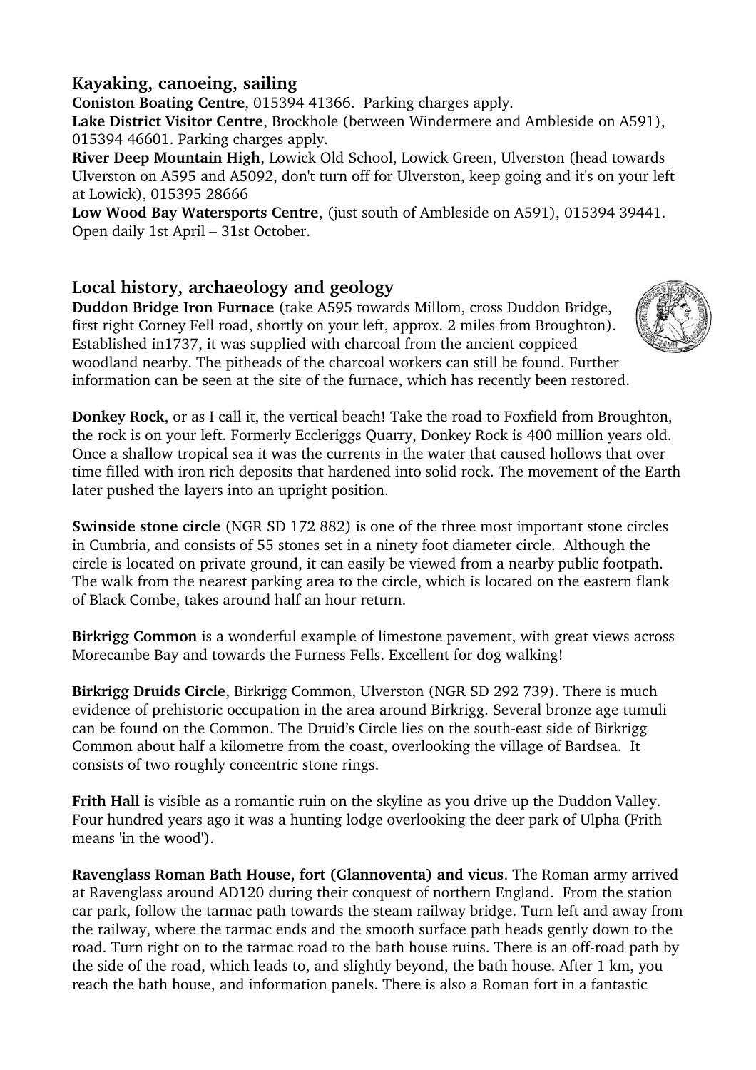## Kayaking, canoeing, sailing

**Coniston Boating Centre**, 015394 41366. Parking charges apply.
**Lake District Visitor Centre**, Brockhole (between Windermere and Ambleside on A591), 015394 46601. Parking charges apply.
**River Deep Mountain High**, Lowick Old School, Lowick Green, Ulverston (head towards Ulverston on A595 and A5092, don't turn off for Ulverston, keep going and it's on your left at Lowick), 015395 28666
**Low Wood Bay Watersports Centre**, (just south of Ambleside on A591), 015394 39441. Open daily 1st April – 31st October.

## Local history, archaeology and geology

**Duddon Bridge Iron Furnace** (take A595 towards Millom, cross Duddon Bridge, first right Corney Fell road, shortly on your left, approx. 2 miles from Broughton). Established in1737, it was supplied with charcoal from the ancient coppiced woodland nearby. The pitheads of the charcoal workers can still be found. Further information can be seen at the site of the furnace, which has recently been restored.

**Donkey Rock**, or as I call it, the vertical beach! Take the road to Foxfield from Broughton, the rock is on your left. Formerly Eccleriggs Quarry, Donkey Rock is 400 million years old. Once a shallow tropical sea it was the currents in the water that caused hollows that over time filled with iron rich deposits that hardened into solid rock. The movement of the Earth later pushed the layers into an upright position.

**Swinside stone circle** (NGR SD 172 882) is one of the three most important stone circles in Cumbria, and consists of 55 stones set in a ninety foot diameter circle. Although the circle is located on private ground, it can easily be viewed from a nearby public footpath. The walk from the nearest parking area to the circle, which is located on the eastern flank of Black Combe, takes around half an hour return.

**Birkrigg Common** is a wonderful example of limestone pavement, with great views across Morecambe Bay and towards the Furness Fells. Excellent for dog walking!

**Birkrigg Druids Circle**, Birkrigg Common, Ulverston (NGR SD 292 739). There is much evidence of prehistoric occupation in the area around Birkrigg. Several bronze age tumuli can be found on the Common. The Druid's Circle lies on the south-east side of Birkrigg Common about half a kilometre from the coast, overlooking the village of Bardsea. It consists of two roughly concentric stone rings.

**Frith Hall** is visible as a romantic ruin on the skyline as you drive up the Duddon Valley. Four hundred years ago it was a hunting lodge overlooking the deer park of Ulpha (Frith means 'in the wood').

**Ravenglass Roman Bath House, fort (Glannoventa) and vicus**. The Roman army arrived at Ravenglass around AD120 during their conquest of northern England. From the station car park, follow the tarmac path towards the steam railway bridge. Turn left and away from the railway, where the tarmac ends and the smooth surface path heads gently down to the road. Turn right on to the tarmac road to the bath house ruins. There is an off-road path by the side of the road, which leads to, and slightly beyond, the bath house. After 1 km, you reach the bath house, and information panels. There is also a Roman fort in a fantastic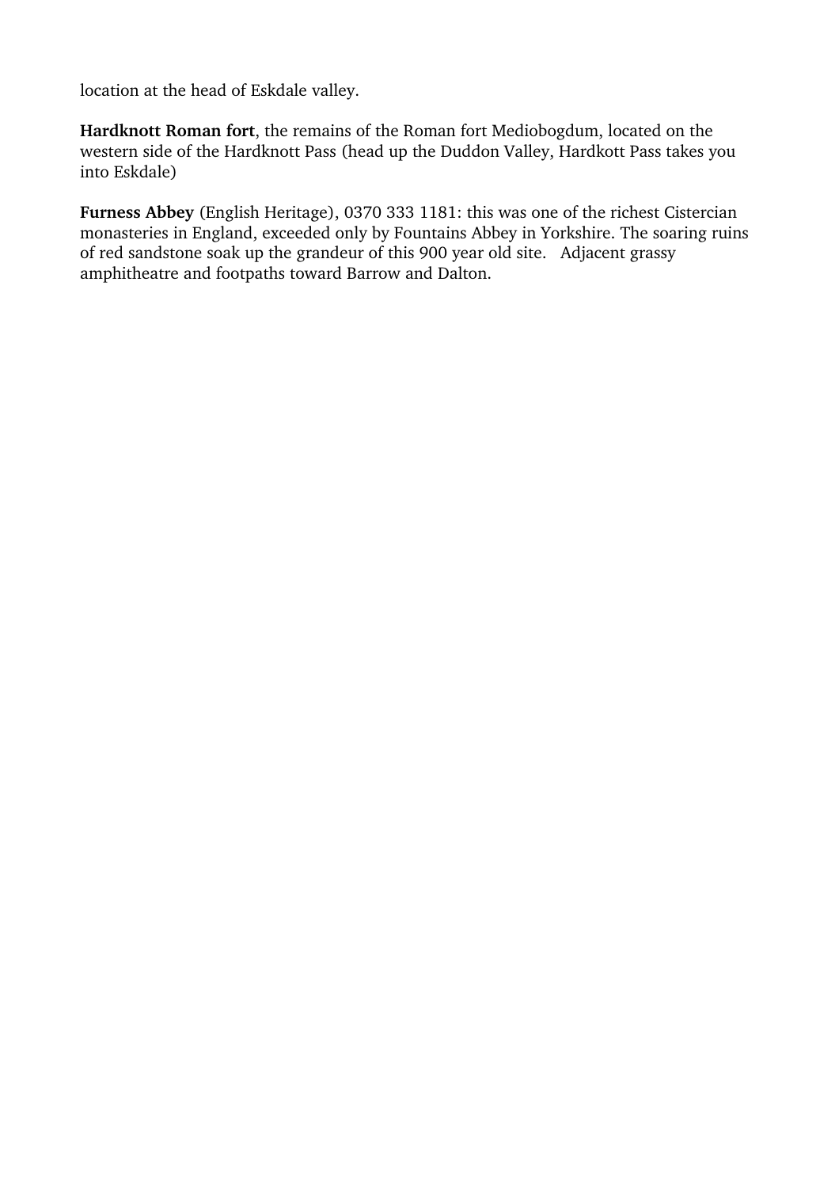location at the head of Eskdale valley.

**Hardknott Roman fort**, the remains of the Roman fort Mediobogdum, located on the western side of the Hardknott Pass (head up the Duddon Valley, Hardkott Pass takes you into Eskdale)

**Furness Abbey** (English Heritage), 0370 333 1181: this was one of the richest Cistercian monasteries in England, exceeded only by Fountains Abbey in Yorkshire. The soaring ruins of red sandstone soak up the grandeur of this 900 year old site. Adjacent grassy amphitheatre and footpaths toward Barrow and Dalton.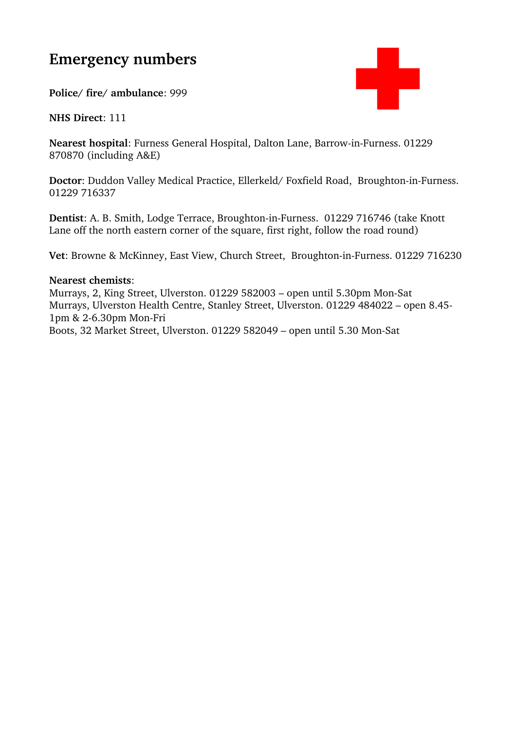# Emergency numbers

**Police/ fire/ ambulance**: 999

**NHS Direct**: 111

**Nearest hospital**: Furness General Hospital, Dalton Lane, Barrow-in-Furness. 01229 870870 (including A&E)

**Doctor**: Duddon Valley Medical Practice, Ellerkeld/ Foxfield Road, Broughton-in-Furness. 01229 716337

**Dentist**: A. B. Smith, Lodge Terrace, Broughton-in-Furness. 01229 716746 (take Knott Lane off the north eastern corner of the square, first right, follow the road round)

**Vet**: Browne & McKinney, East View, Church Street, Broughton-in-Furness. 01229 716230

**Nearest chemists**:
Murrays, 2, King Street, Ulverston. 01229 582003 – open until 5.30pm Mon-Sat
Murrays, Ulverston Health Centre, Stanley Street, Ulverston. 01229 484022 – open 8.45-1pm & 2-6.30pm Mon-Fri
Boots, 32 Market Street, Ulverston. 01229 582049 – open until 5.30 Mon-Sat